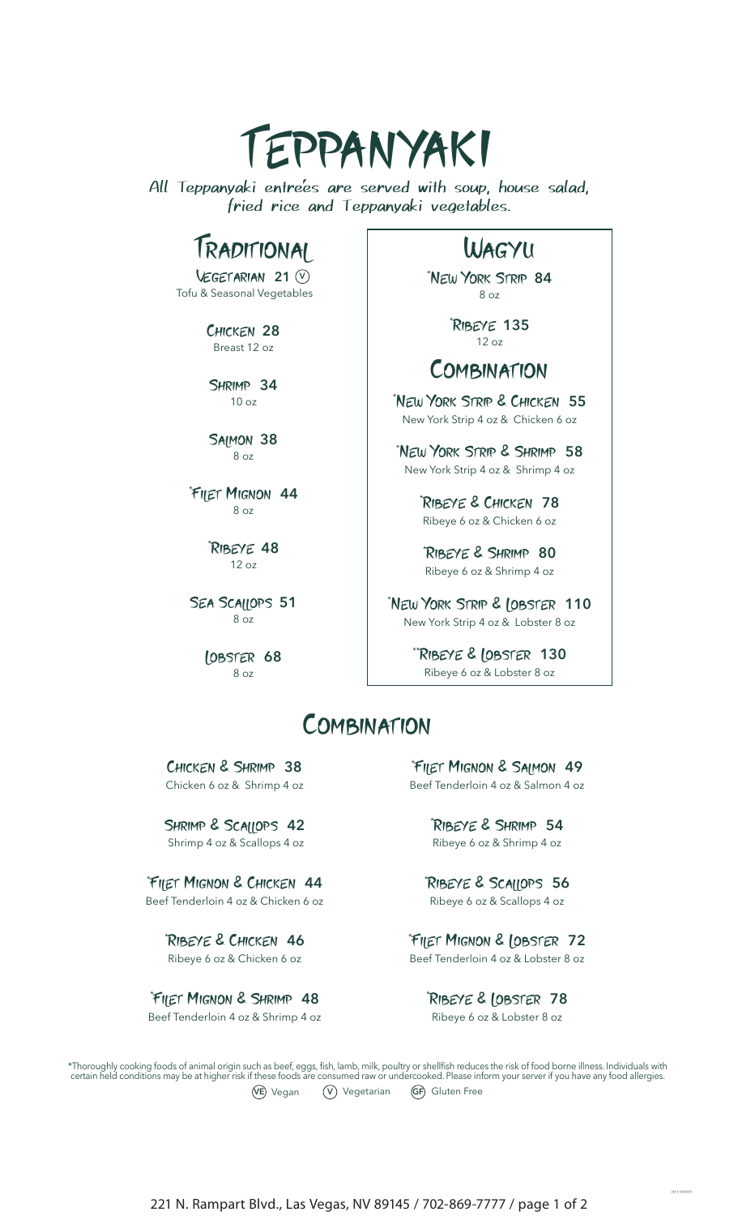# Teppanyaki

All Teppanyaki entrées are served with soup, house salad, fried rice and Teppanyaki vegetables.

## Traditional

**Vegetarian 21** (V)
Tofu & Seasonal Vegetables

**Chicken 28**
Breast 12 oz

**Shrimp 34**
10 oz

**Salmon 38**
8 oz

**\*Filet Mignon 44**
8 oz

**\*Ribeye 48**
12 oz

**Sea Scallops 51**
8 oz

**Lobster 68**
8 oz

## Wagyu

**\*New York Strip 84**
8 oz

**\*Ribeye 135**
12 oz

## Combination

**\*New York Strip & Chicken 55**
New York Strip 4 oz & Chicken 6 oz

**\*New York Strip & Shrimp 58**
New York Strip 4 oz & Shrimp 4 oz

**\*Ribeye & Chicken 78**
Ribeye 6 oz & Chicken 6 oz

**\*Ribeye & Shrimp 80**
Ribeye 6 oz & Shrimp 4 oz

**\*New York Strip & Lobster 110**
New York Strip 4 oz & Lobster 8 oz

**\*\*Ribeye & Lobster 130**
Ribeye 6 oz & Lobster 8 oz

## Combination

**Chicken & Shrimp 38**
Chicken 6 oz & Shrimp 4 oz

**Shrimp & Scallops 42**
Shrimp 4 oz & Scallops 4 oz

**\*Filet Mignon & Chicken 44**
Beef Tenderloin 4 oz & Chicken 6 oz

**\*Ribeye & Chicken 46**
Ribeye 6 oz & Chicken 6 oz

**\*Filet Mignon & Shrimp 48**
Beef Tenderloin 4 oz & Shrimp 4 oz

**\*Filet Mignon & Salmon 49**
Beef Tenderloin 4 oz & Salmon 4 oz

**\*Ribeye & Shrimp 54**
Ribeye 6 oz & Shrimp 4 oz

**\*Ribeye & Scallops 56**
Ribeye 6 oz & Scallops 4 oz

**\*Filet Mignon & Lobster 72**
Beef Tenderloin 4 oz & Lobster 8 oz

**\*Ribeye & Lobster 78**
Ribeye 6 oz & Lobster 8 oz

\*Thoroughly cooking foods of animal origin such as beef, eggs, fish, lamb, milk, poultry or shellfish reduces the risk of food borne illness. Individuals with certain held conditions may be at higher risk if these foods are consumed raw or undercooked. Please inform your server if you have any food allergies.

(VE) Vegan (V) Vegetarian (GF) Gluten Free

221 N. Rampart Blvd., Las Vegas, NV 89145 / 702-869-7777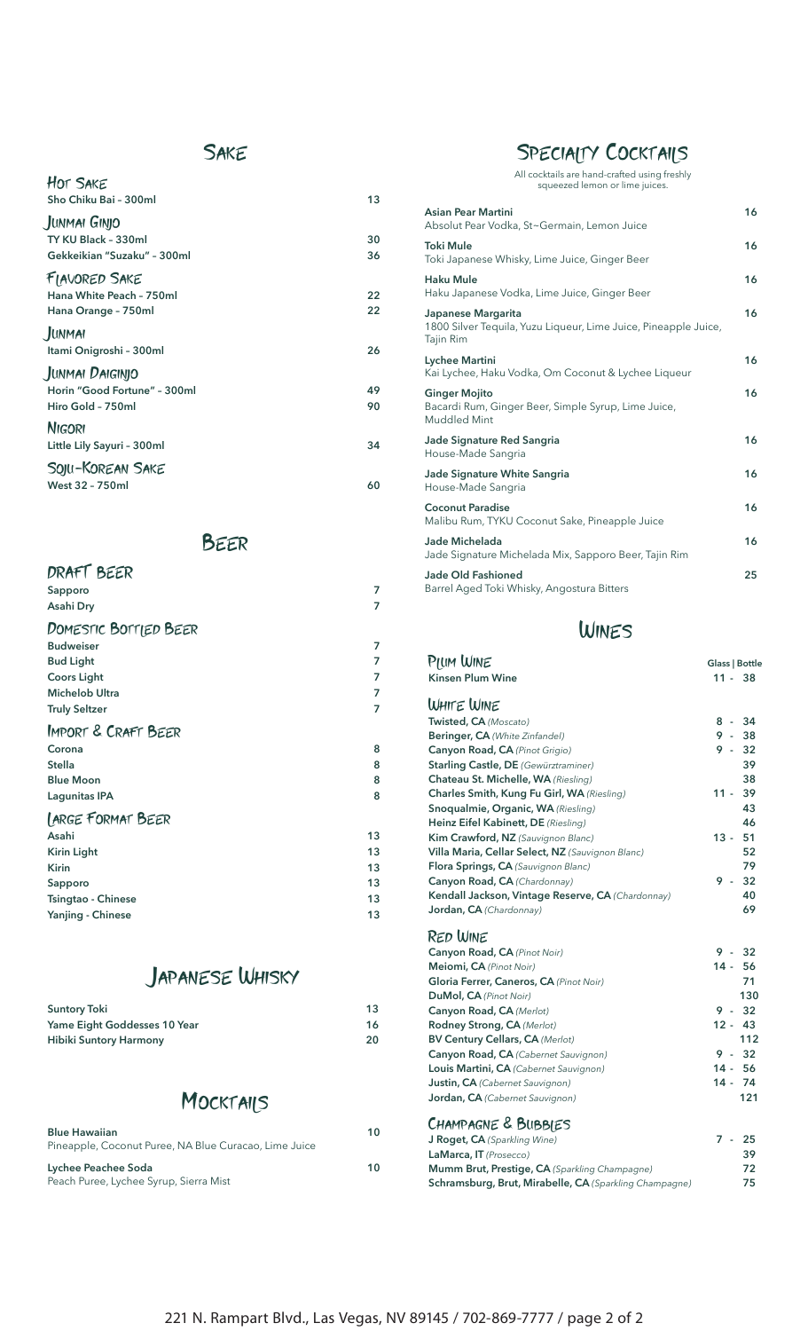# Sake

## Hot Sake

| | |
|---|---|
| **Sho Chiku Bai – 300ml** | 13 |

## Junmai Ginjo

| | |
|---|---|
| **TY KU Black – 330ml** | 30 |
| **Gekkeikian "Suzaku" – 300ml** | 36 |

## Flavored Sake

| | |
|---|---|
| **Hana White Peach – 750ml** | 22 |
| **Hana Orange – 750ml** | 22 |

## Junmai

| | |
|---|---|
| **Itami Onigroshi – 300ml** | 26 |

## Junmai Daiginjo

| | |
|---|---|
| **Horin "Good Fortune" – 300ml** | 49 |
| **Hiro Gold – 750ml** | 90 |

## Nigori

| | |
|---|---|
| **Little Lily Sayuri – 300ml** | 34 |

## Soju-Korean Sake

| | |
|---|---|
| **West 32 – 750ml** | 60 |

# Beer

## Draft Beer

| | |
|---|---|
| **Sapporo** | 7 |
| **Asahi Dry** | 7 |

## Domestic Bottled Beer

| | |
|---|---|
| **Budweiser** | 7 |
| **Bud Light** | 7 |
| **Coors Light** | 7 |
| **Michelob Ultra** | 7 |
| **Truly Seltzer** | 7 |

## Import & Craft Beer

| | |
|---|---|
| **Corona** | 8 |
| **Stella** | 8 |
| **Blue Moon** | 8 |
| **Lagunitas IPA** | 8 |

## Large Format Beer

| | |
|---|---|
| **Asahi** | 13 |
| **Kirin Light** | 13 |
| **Kirin** | 13 |
| **Sapporo** | 13 |
| **Tsingtao - Chinese** | 13 |
| **Yanjing - Chinese** | 13 |

# Japanese Whisky

| | |
|---|---|
| **Suntory Toki** | 13 |
| **Yame Eight Goddesses 10 Year** | 16 |
| **Hibiki Suntory Harmony** | 20 |

# Mocktails

**Blue Hawaiian** — 10
Pineapple, Coconut Puree, NA Blue Curacao, Lime Juice

**Lychee Peachee Soda** — 10
Peach Puree, Lychee Syrup, Sierra Mist

# Specialty Cocktails

All cocktails are hand-crafted using freshly squeezed lemon or lime juices.

**Asian Pear Martini** — 16
Absolut Pear Vodka, St~Germain, Lemon Juice

**Toki Mule** — 16
Toki Japanese Whisky, Lime Juice, Ginger Beer

**Haku Mule** — 16
Haku Japanese Vodka, Lime Juice, Ginger Beer

**Japanese Margarita** — 16
1800 Silver Tequila, Yuzu Liqueur, Lime Juice, Pineapple Juice, Tajin Rim

**Lychee Martini** — 16
Kai Lychee, Haku Vodka, Om Coconut & Lychee Liqueur

**Ginger Mojito** — 16
Bacardi Rum, Ginger Beer, Simple Syrup, Lime Juice, Muddled Mint

**Jade Signature Red Sangria** — 16
House-Made Sangria

**Jade Signature White Sangria** — 16
House-Made Sangria

**Coconut Paradise** — 16
Malibu Rum, TYKU Coconut Sake, Pineapple Juice

**Jade Michelada** — 16
Jade Signature Michelada Mix, Sapporo Beer, Tajin Rim

**Jade Old Fashioned** — 25
Barrel Aged Toki Whisky, Angostura Bitters

# Wines

## Plum Wine

| | Glass | Bottle |
|---|---|---|
| **Kinsen Plum Wine** | 11 | 38 |

## White Wine

| | Glass | Bottle |
|---|---|---|
| **Twisted, CA** *(Moscato)* | 8 | 34 |
| **Beringer, CA** *(White Zinfandel)* | 9 | 38 |
| **Canyon Road, CA** *(Pinot Grigio)* | 9 | 32 |
| **Starling Castle, DE** *(Gewürztraminer)* | | 39 |
| **Chateau St. Michelle, WA** *(Riesling)* | | 38 |
| **Charles Smith, Kung Fu Girl, WA** *(Riesling)* | 11 | 39 |
| **Snoqualmie, Organic, WA** *(Riesling)* | | 43 |
| **Heinz Eifel Kabinett, DE** *(Riesling)* | | 46 |
| **Kim Crawford, NZ** *(Sauvignon Blanc)* | 13 | 51 |
| **Villa Maria, Cellar Select, NZ** *(Sauvignon Blanc)* | | 52 |
| **Flora Springs, CA** *(Sauvignon Blanc)* | | 79 |
| **Canyon Road, CA** *(Chardonnay)* | 9 | 32 |
| **Kendall Jackson, Vintage Reserve, CA** *(Chardonnay)* | | 40 |
| **Jordan, CA** *(Chardonnay)* | | 69 |

## Red Wine

| | Glass | Bottle |
|---|---|---|
| **Canyon Road, CA** *(Pinot Noir)* | 9 | 32 |
| **Meiomi, CA** *(Pinot Noir)* | 14 | 56 |
| **Gloria Ferrer, Caneros, CA** *(Pinot Noir)* | | 71 |
| **DuMol, CA** *(Pinot Noir)* | | 130 |
| **Canyon Road, CA** *(Merlot)* | 9 | 32 |
| **Rodney Strong, CA** *(Merlot)* | 12 | 43 |
| **BV Century Cellars, CA** *(Merlot)* | | 112 |
| **Canyon Road, CA** *(Cabernet Sauvignon)* | 9 | 32 |
| **Louis Martini, CA** *(Cabernet Sauvignon)* | 14 | 56 |
| **Justin, CA** *(Cabernet Sauvignon)* | 14 | 74 |
| **Jordan, CA** *(Cabernet Sauvignon)* | | 121 |

## Champagne & Bubbles

| | Glass | Bottle |
|---|---|---|
| **J Roget, CA** *(Sparkling Wine)* | 7 | 25 |
| **LaMarca, IT** *(Prosecco)* | | 39 |
| **Mumm Brut, Prestige, CA** *(Sparkling Champagne)* | | 72 |
| **Schramsburg, Brut, Mirabelle, CA** *(Sparkling Champagne)* | | 75 |

221 N. Rampart Blvd., Las Vegas, NV 89145 / 702-869-7777